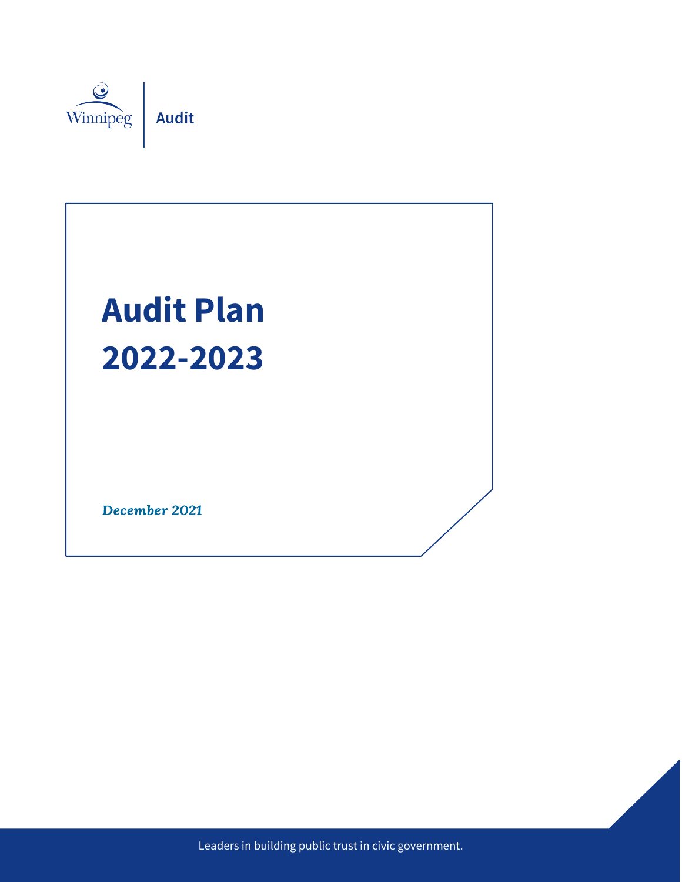Winnipeg | Audit

# Audit Plan 2022-2023

*December 2021*

Leaders in building public trust in civic government.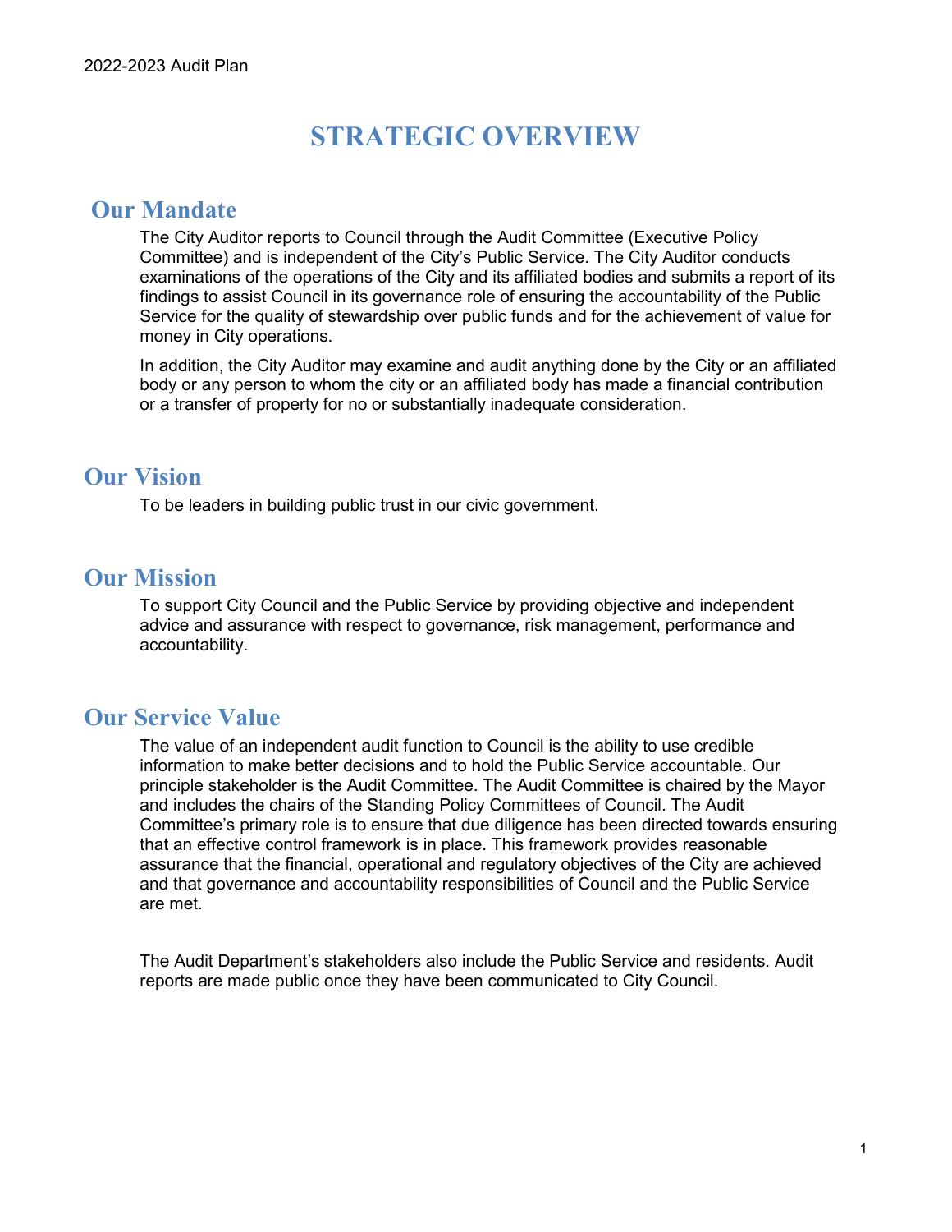# STRATEGIC OVERVIEW

## Our Mandate

The City Auditor reports to Council through the Audit Committee (Executive Policy Committee) and is independent of the City's Public Service. The City Auditor conducts examinations of the operations of the City and its affiliated bodies and submits a report of its findings to assist Council in its governance role of ensuring the accountability of the Public Service for the quality of stewardship over public funds and for the achievement of value for money in City operations.

In addition, the City Auditor may examine and audit anything done by the City or an affiliated body or any person to whom the city or an affiliated body has made a financial contribution or a transfer of property for no or substantially inadequate consideration.

## Our Vision

To be leaders in building public trust in our civic government.

## Our Mission

To support City Council and the Public Service by providing objective and independent advice and assurance with respect to governance, risk management, performance and accountability.

## Our Service Value

The value of an independent audit function to Council is the ability to use credible information to make better decisions and to hold the Public Service accountable. Our principle stakeholder is the Audit Committee. The Audit Committee is chaired by the Mayor and includes the chairs of the Standing Policy Committees of Council. The Audit Committee's primary role is to ensure that due diligence has been directed towards ensuring that an effective control framework is in place. This framework provides reasonable assurance that the financial, operational and regulatory objectives of the City are achieved and that governance and accountability responsibilities of Council and the Public Service are met.

The Audit Department's stakeholders also include the Public Service and residents. Audit reports are made public once they have been communicated to City Council.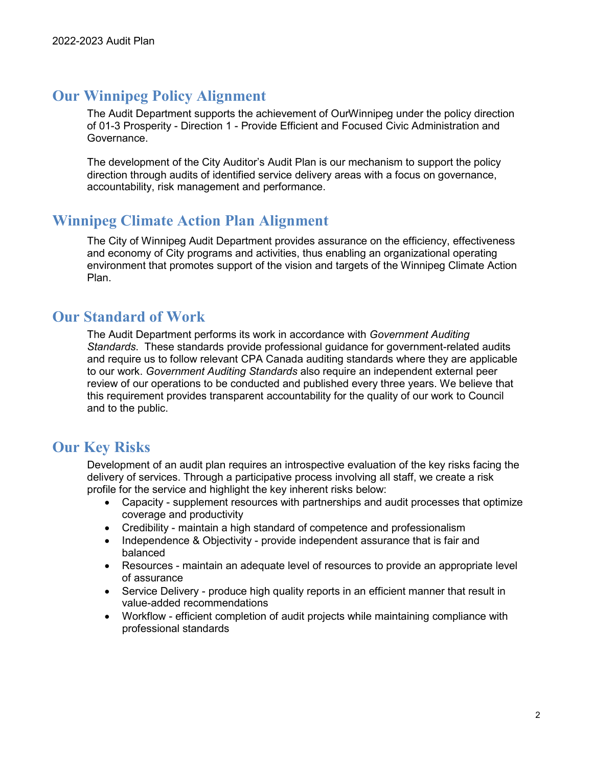## Our Winnipeg Policy Alignment

The Audit Department supports the achievement of OurWinnipeg under the policy direction of 01-3 Prosperity - Direction 1 - Provide Efficient and Focused Civic Administration and Governance.

The development of the City Auditor's Audit Plan is our mechanism to support the policy direction through audits of identified service delivery areas with a focus on governance, accountability, risk management and performance.

## Winnipeg Climate Action Plan Alignment

The City of Winnipeg Audit Department provides assurance on the efficiency, effectiveness and economy of City programs and activities, thus enabling an organizational operating environment that promotes support of the vision and targets of the Winnipeg Climate Action Plan.

## Our Standard of Work

The Audit Department performs its work in accordance with *Government Auditing Standards*. These standards provide professional guidance for government-related audits and require us to follow relevant CPA Canada auditing standards where they are applicable to our work. *Government Auditing Standards* also require an independent external peer review of our operations to be conducted and published every three years. We believe that this requirement provides transparent accountability for the quality of our work to Council and to the public.

## Our Key Risks

Development of an audit plan requires an introspective evaluation of the key risks facing the delivery of services. Through a participative process involving all staff, we create a risk profile for the service and highlight the key inherent risks below:

- Capacity - supplement resources with partnerships and audit processes that optimize coverage and productivity
- Credibility - maintain a high standard of competence and professionalism
- Independence & Objectivity - provide independent assurance that is fair and balanced
- Resources - maintain an adequate level of resources to provide an appropriate level of assurance
- Service Delivery - produce high quality reports in an efficient manner that result in value-added recommendations
- Workflow - efficient completion of audit projects while maintaining compliance with professional standards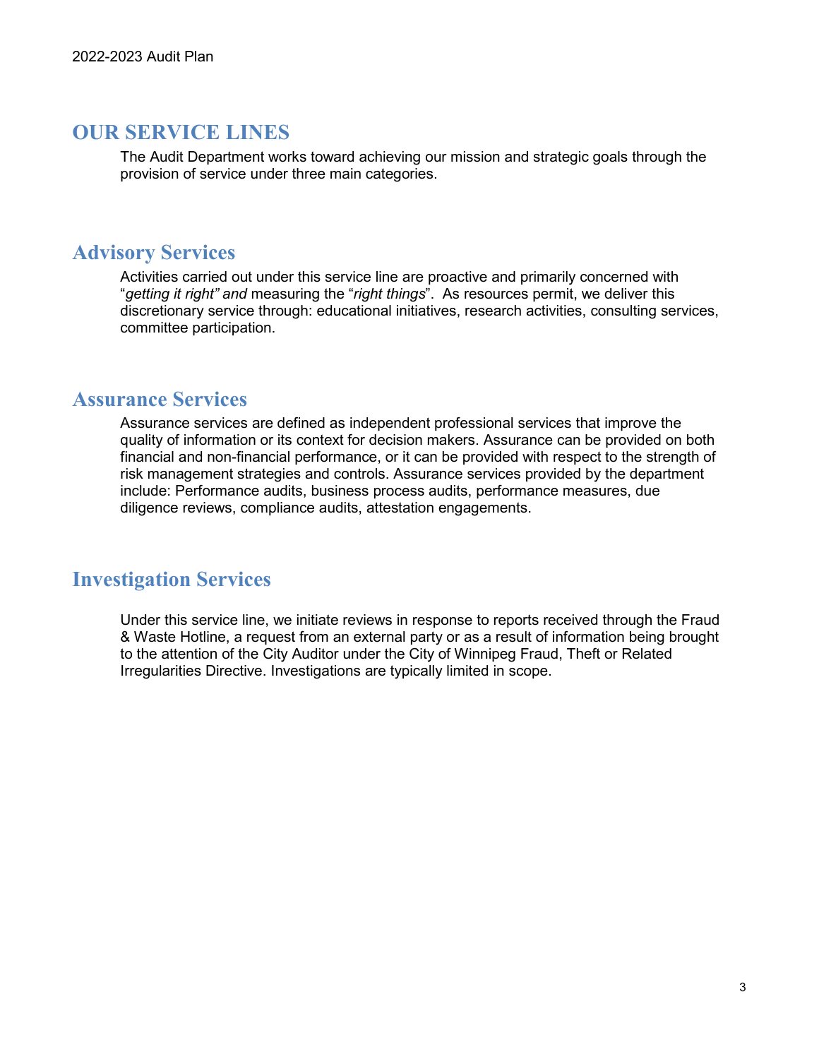# OUR SERVICE LINES

The Audit Department works toward achieving our mission and strategic goals through the provision of service under three main categories.

## Advisory Services

Activities carried out under this service line are proactive and primarily concerned with "*getting it right" and* measuring the "*right things*". As resources permit, we deliver this discretionary service through: educational initiatives, research activities, consulting services, committee participation.

## Assurance Services

Assurance services are defined as independent professional services that improve the quality of information or its context for decision makers. Assurance can be provided on both financial and non-financial performance, or it can be provided with respect to the strength of risk management strategies and controls. Assurance services provided by the department include: Performance audits, business process audits, performance measures, due diligence reviews, compliance audits, attestation engagements.

## Investigation Services

Under this service line, we initiate reviews in response to reports received through the Fraud & Waste Hotline, a request from an external party or as a result of information being brought to the attention of the City Auditor under the City of Winnipeg Fraud, Theft or Related Irregularities Directive. Investigations are typically limited in scope.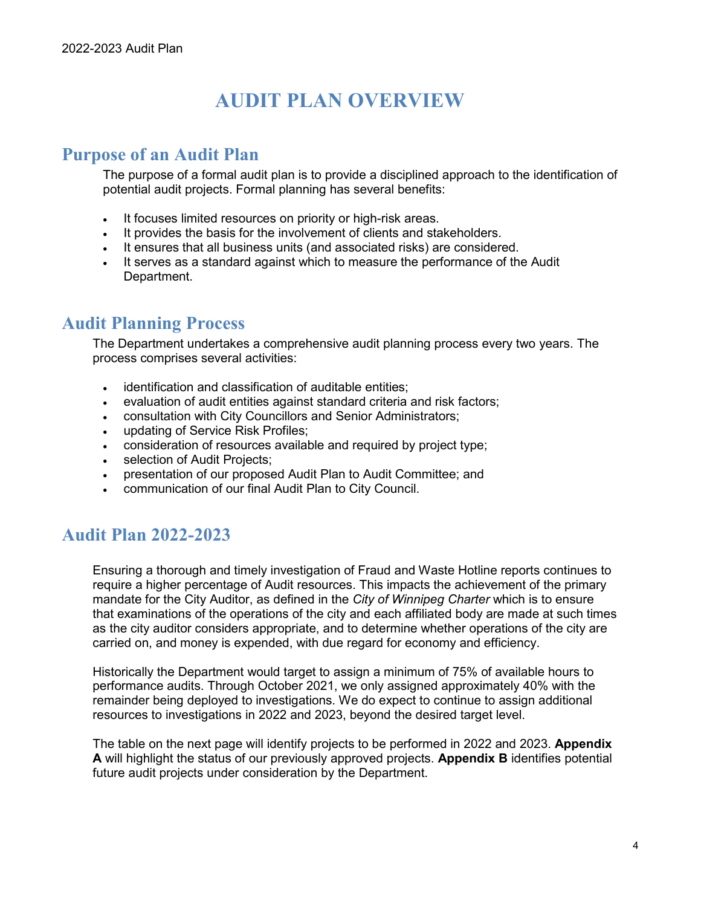# AUDIT PLAN OVERVIEW

## Purpose of an Audit Plan

The purpose of a formal audit plan is to provide a disciplined approach to the identification of potential audit projects. Formal planning has several benefits:

- It focuses limited resources on priority or high-risk areas.
- It provides the basis for the involvement of clients and stakeholders.
- It ensures that all business units (and associated risks) are considered.
- It serves as a standard against which to measure the performance of the Audit Department.

## Audit Planning Process

The Department undertakes a comprehensive audit planning process every two years. The process comprises several activities:

- identification and classification of auditable entities;
- evaluation of audit entities against standard criteria and risk factors;
- consultation with City Councillors and Senior Administrators;
- updating of Service Risk Profiles;
- consideration of resources available and required by project type;
- selection of Audit Projects;
- presentation of our proposed Audit Plan to Audit Committee; and
- communication of our final Audit Plan to City Council.

## Audit Plan 2022-2023

Ensuring a thorough and timely investigation of Fraud and Waste Hotline reports continues to require a higher percentage of Audit resources. This impacts the achievement of the primary mandate for the City Auditor, as defined in the *City of Winnipeg Charter* which is to ensure that examinations of the operations of the city and each affiliated body are made at such times as the city auditor considers appropriate, and to determine whether operations of the city are carried on, and money is expended, with due regard for economy and efficiency.

Historically the Department would target to assign a minimum of 75% of available hours to performance audits. Through October 2021, we only assigned approximately 40% with the remainder being deployed to investigations. We do expect to continue to assign additional resources to investigations in 2022 and 2023, beyond the desired target level.

The table on the next page will identify projects to be performed in 2022 and 2023. **Appendix A** will highlight the status of our previously approved projects. **Appendix B** identifies potential future audit projects under consideration by the Department.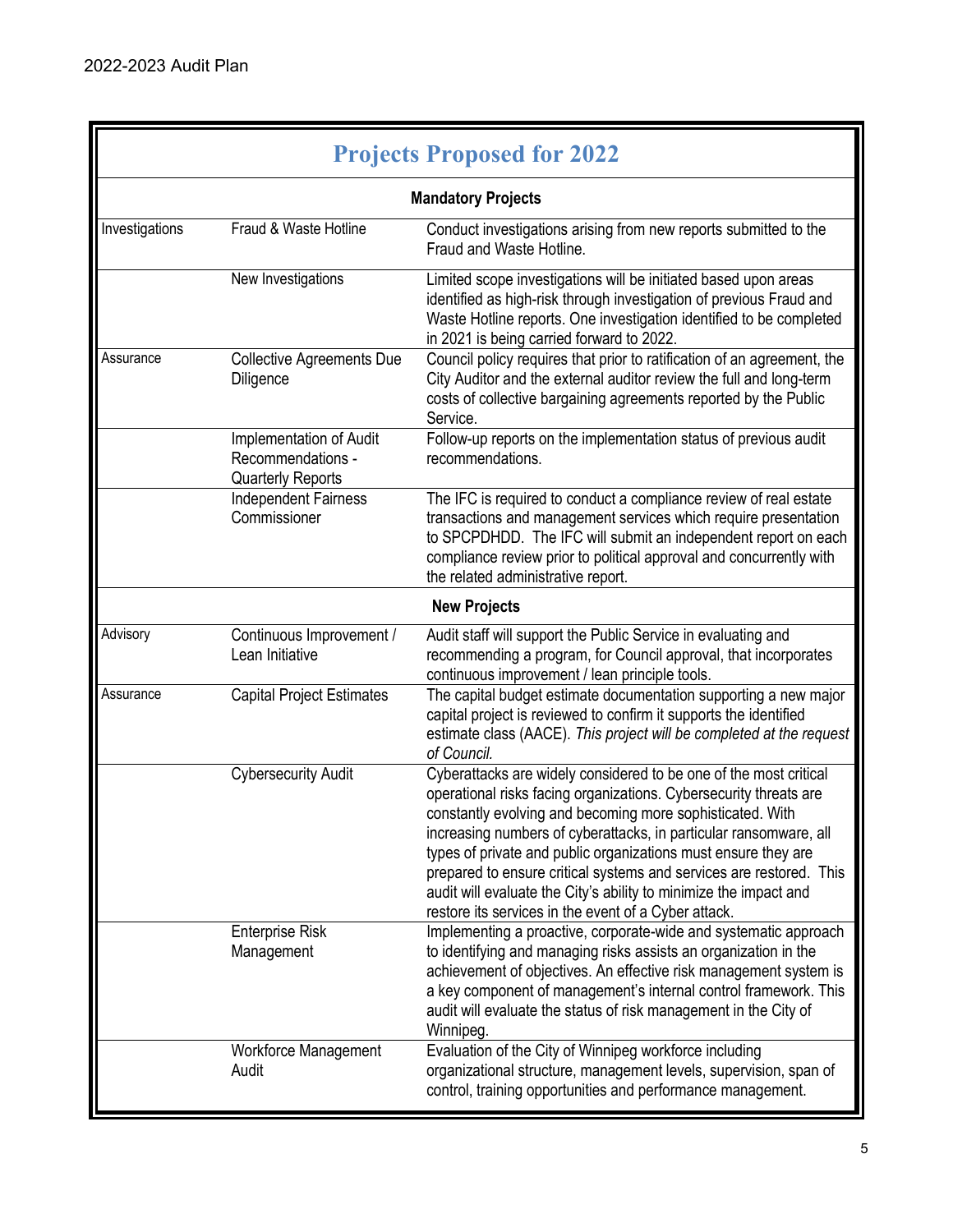## Projects Proposed for 2022

| | | |
|---|---|---|
| | **Mandatory Projects** | |
| Investigations | Fraud & Waste Hotline | Conduct investigations arising from new reports submitted to the Fraud and Waste Hotline. |
| | New Investigations | Limited scope investigations will be initiated based upon areas identified as high-risk through investigation of previous Fraud and Waste Hotline reports. One investigation identified to be completed in 2021 is being carried forward to 2022. |
| Assurance | Collective Agreements Due Diligence | Council policy requires that prior to ratification of an agreement, the City Auditor and the external auditor review the full and long-term costs of collective bargaining agreements reported by the Public Service. |
| | Implementation of Audit Recommendations - Quarterly Reports | Follow-up reports on the implementation status of previous audit recommendations. |
| | Independent Fairness Commissioner | The IFC is required to conduct a compliance review of real estate transactions and management services which require presentation to SPCPDHDD. The IFC will submit an independent report on each compliance review prior to political approval and concurrently with the related administrative report. |
| | **New Projects** | |
| Advisory | Continuous Improvement / Lean Initiative | Audit staff will support the Public Service in evaluating and recommending a program, for Council approval, that incorporates continuous improvement / lean principle tools. |
| Assurance | Capital Project Estimates | The capital budget estimate documentation supporting a new major capital project is reviewed to confirm it supports the identified estimate class (AACE). *This project will be completed at the request of Council.* |
| | Cybersecurity Audit | Cyberattacks are widely considered to be one of the most critical operational risks facing organizations. Cybersecurity threats are constantly evolving and becoming more sophisticated. With increasing numbers of cyberattacks, in particular ransomware, all types of private and public organizations must ensure they are prepared to ensure critical systems and services are restored. This audit will evaluate the City's ability to minimize the impact and restore its services in the event of a Cyber attack. |
| | Enterprise Risk Management | Implementing a proactive, corporate-wide and systematic approach to identifying and managing risks assists an organization in the achievement of objectives. An effective risk management system is a key component of management's internal control framework. This audit will evaluate the status of risk management in the City of Winnipeg. |
| | Workforce Management Audit | Evaluation of the City of Winnipeg workforce including organizational structure, management levels, supervision, span of control, training opportunities and performance management. |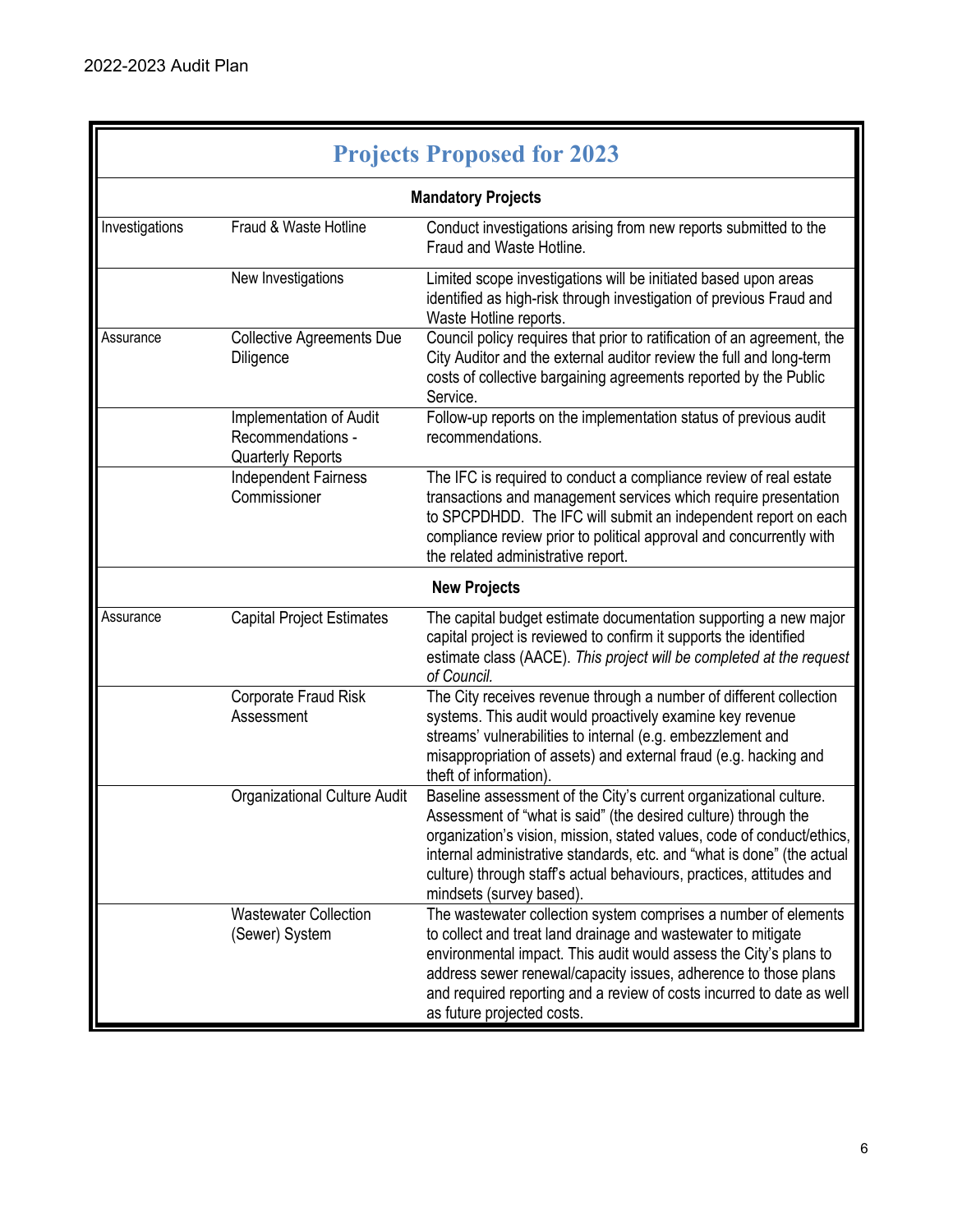## Projects Proposed for 2023

| | | |
|---|---|---|
| | **Mandatory Projects** | |
| Investigations | Fraud & Waste Hotline | Conduct investigations arising from new reports submitted to the Fraud and Waste Hotline. |
| | New Investigations | Limited scope investigations will be initiated based upon areas identified as high-risk through investigation of previous Fraud and Waste Hotline reports. |
| Assurance | Collective Agreements Due Diligence | Council policy requires that prior to ratification of an agreement, the City Auditor and the external auditor review the full and long-term costs of collective bargaining agreements reported by the Public Service. |
| | Implementation of Audit Recommendations - Quarterly Reports | Follow-up reports on the implementation status of previous audit recommendations. |
| | Independent Fairness Commissioner | The IFC is required to conduct a compliance review of real estate transactions and management services which require presentation to SPCPDHDD. The IFC will submit an independent report on each compliance review prior to political approval and concurrently with the related administrative report. |
| | **New Projects** | |
| Assurance | Capital Project Estimates | The capital budget estimate documentation supporting a new major capital project is reviewed to confirm it supports the identified estimate class (AACE). *This project will be completed at the request of Council.* |
| | Corporate Fraud Risk Assessment | The City receives revenue through a number of different collection systems. This audit would proactively examine key revenue streams' vulnerabilities to internal (e.g. embezzlement and misappropriation of assets) and external fraud (e.g. hacking and theft of information). |
| | Organizational Culture Audit | Baseline assessment of the City's current organizational culture. Assessment of "what is said" (the desired culture) through the organization's vision, mission, stated values, code of conduct/ethics, internal administrative standards, etc. and "what is done" (the actual culture) through staff's actual behaviours, practices, attitudes and mindsets (survey based). |
| | Wastewater Collection (Sewer) System | The wastewater collection system comprises a number of elements to collect and treat land drainage and wastewater to mitigate environmental impact. This audit would assess the City's plans to address sewer renewal/capacity issues, adherence to those plans and required reporting and a review of costs incurred to date as well as future projected costs. |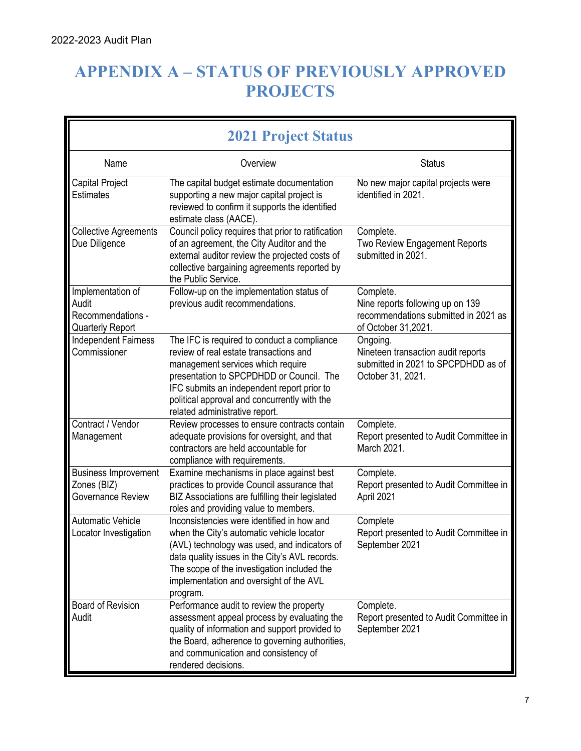# APPENDIX A – STATUS OF PREVIOUSLY APPROVED PROJECTS

## 2021 Project Status

| Name | Overview | Status |
| --- | --- | --- |
| Capital Project Estimates | The capital budget estimate documentation supporting a new major capital project is reviewed to confirm it supports the identified estimate class (AACE). | No new major capital projects were identified in 2021. |
| Collective Agreements Due Diligence | Council policy requires that prior to ratification of an agreement, the City Auditor and the external auditor review the projected costs of collective bargaining agreements reported by the Public Service. | Complete. Two Review Engagement Reports submitted in 2021. |
| Implementation of Audit Recommendations - Quarterly Report | Follow-up on the implementation status of previous audit recommendations. | Complete. Nine reports following up on 139 recommendations submitted in 2021 as of October 31,2021. |
| Independent Fairness Commissioner | The IFC is required to conduct a compliance review of real estate transactions and management services which require presentation to SPCPDHDD or Council. The IFC submits an independent report prior to political approval and concurrently with the related administrative report. | Ongoing. Nineteen transaction audit reports submitted in 2021 to SPCPDHDD as of October 31, 2021. |
| Contract / Vendor Management | Review processes to ensure contracts contain adequate provisions for oversight, and that contractors are held accountable for compliance with requirements. | Complete. Report presented to Audit Committee in March 2021. |
| Business Improvement Zones (BIZ) Governance Review | Examine mechanisms in place against best practices to provide Council assurance that BIZ Associations are fulfilling their legislated roles and providing value to members. | Complete. Report presented to Audit Committee in April 2021 |
| Automatic Vehicle Locator Investigation | Inconsistencies were identified in how and when the City's automatic vehicle locator (AVL) technology was used, and indicators of data quality issues in the City's AVL records. The scope of the investigation included the implementation and oversight of the AVL program. | Complete Report presented to Audit Committee in September 2021 |
| Board of Revision Audit | Performance audit to review the property assessment appeal process by evaluating the quality of information and support provided to the Board, adherence to governing authorities, and communication and consistency of rendered decisions. | Complete. Report presented to Audit Committee in September 2021 |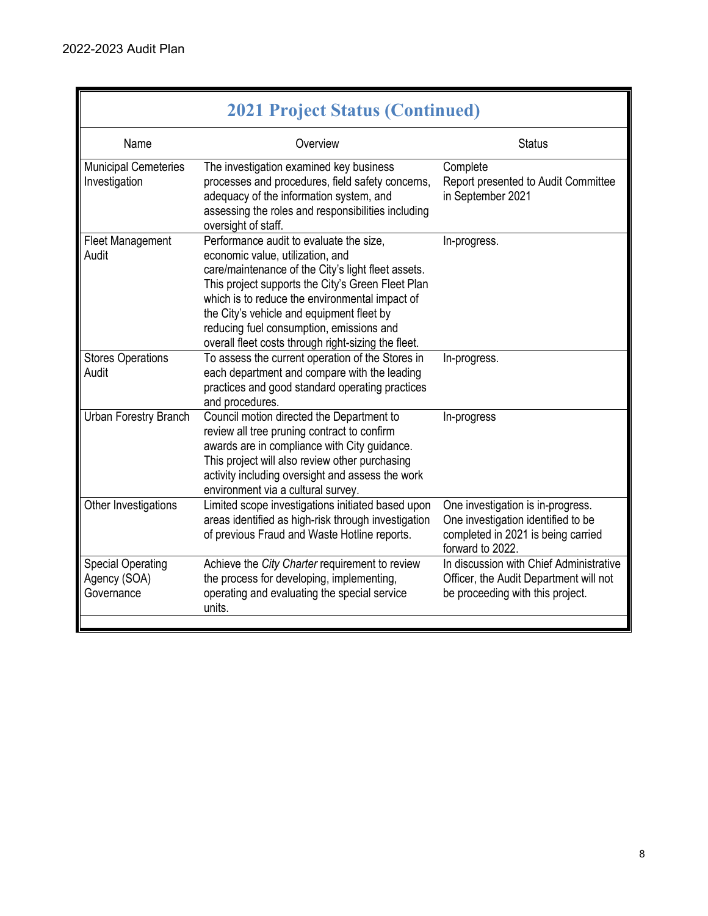## 2021 Project Status (Continued)

| Name | Overview | Status |
|---|---|---|
| Municipal Cemeteries Investigation | The investigation examined key business processes and procedures, field safety concerns, adequacy of the information system, and assessing the roles and responsibilities including oversight of staff. | Complete<br>Report presented to Audit Committee in September 2021 |
| Fleet Management Audit | Performance audit to evaluate the size, economic value, utilization, and care/maintenance of the City's light fleet assets. This project supports the City's Green Fleet Plan which is to reduce the environmental impact of the City's vehicle and equipment fleet by reducing fuel consumption, emissions and overall fleet costs through right-sizing the fleet. | In-progress. |
| Stores Operations Audit | To assess the current operation of the Stores in each department and compare with the leading practices and good standard operating practices and procedures. | In-progress. |
| Urban Forestry Branch | Council motion directed the Department to review all tree pruning contract to confirm awards are in compliance with City guidance. This project will also review other purchasing activity including oversight and assess the work environment via a cultural survey. | In-progress |
| Other Investigations | Limited scope investigations initiated based upon areas identified as high-risk through investigation of previous Fraud and Waste Hotline reports. | One investigation is in-progress. One investigation identified to be completed in 2021 is being carried forward to 2022. |
| Special Operating Agency (SOA) Governance | Achieve the *City Charter* requirement to review the process for developing, implementing, operating and evaluating the special service units. | In discussion with Chief Administrative Officer, the Audit Department will not be proceeding with this project. |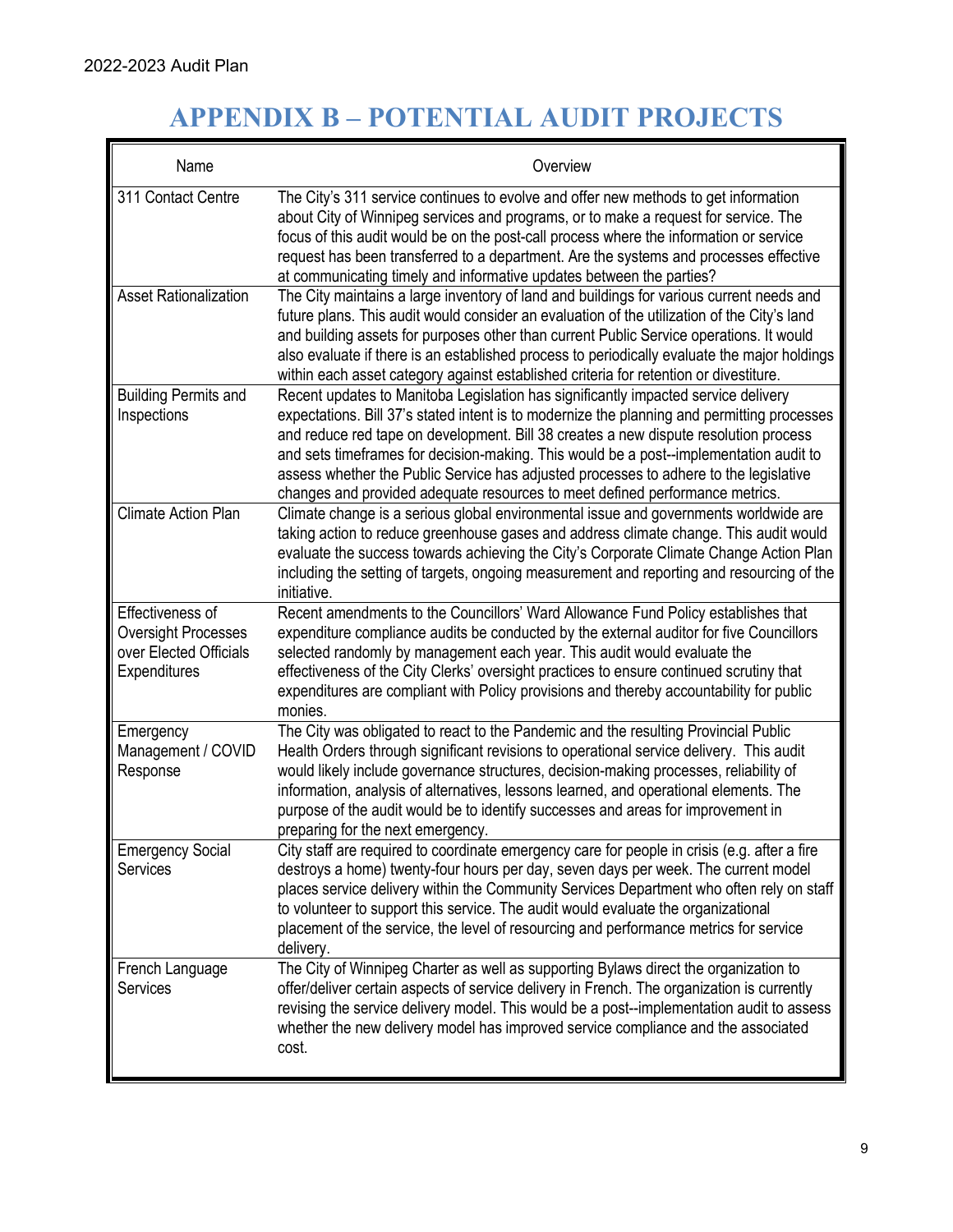# APPENDIX B – POTENTIAL AUDIT PROJECTS

| Name | Overview |
| --- | --- |
| 311 Contact Centre | The City's 311 service continues to evolve and offer new methods to get information about City of Winnipeg services and programs, or to make a request for service. The focus of this audit would be on the post-call process where the information or service request has been transferred to a department. Are the systems and processes effective at communicating timely and informative updates between the parties? |
| Asset Rationalization | The City maintains a large inventory of land and buildings for various current needs and future plans. This audit would consider an evaluation of the utilization of the City's land and building assets for purposes other than current Public Service operations. It would also evaluate if there is an established process to periodically evaluate the major holdings within each asset category against established criteria for retention or divestiture. |
| Building Permits and Inspections | Recent updates to Manitoba Legislation has significantly impacted service delivery expectations. Bill 37's stated intent is to modernize the planning and permitting processes and reduce red tape on development. Bill 38 creates a new dispute resolution process and sets timeframes for decision-making. This would be a post--implementation audit to assess whether the Public Service has adjusted processes to adhere to the legislative changes and provided adequate resources to meet defined performance metrics. |
| Climate Action Plan | Climate change is a serious global environmental issue and governments worldwide are taking action to reduce greenhouse gases and address climate change. This audit would evaluate the success towards achieving the City's Corporate Climate Change Action Plan including the setting of targets, ongoing measurement and reporting and resourcing of the initiative. |
| Effectiveness of Oversight Processes over Elected Officials Expenditures | Recent amendments to the Councillors' Ward Allowance Fund Policy establishes that expenditure compliance audits be conducted by the external auditor for five Councillors selected randomly by management each year. This audit would evaluate the effectiveness of the City Clerks' oversight practices to ensure continued scrutiny that expenditures are compliant with Policy provisions and thereby accountability for public monies. |
| Emergency Management / COVID Response | The City was obligated to react to the Pandemic and the resulting Provincial Public Health Orders through significant revisions to operational service delivery. This audit would likely include governance structures, decision-making processes, reliability of information, analysis of alternatives, lessons learned, and operational elements. The purpose of the audit would be to identify successes and areas for improvement in preparing for the next emergency. |
| Emergency Social Services | City staff are required to coordinate emergency care for people in crisis (e.g. after a fire destroys a home) twenty-four hours per day, seven days per week. The current model places service delivery within the Community Services Department who often rely on staff to volunteer to support this service. The audit would evaluate the organizational placement of the service, the level of resourcing and performance metrics for service delivery. |
| French Language Services | The City of Winnipeg Charter as well as supporting Bylaws direct the organization to offer/deliver certain aspects of service delivery in French. The organization is currently revising the service delivery model. This would be a post--implementation audit to assess whether the new delivery model has improved service compliance and the associated cost. |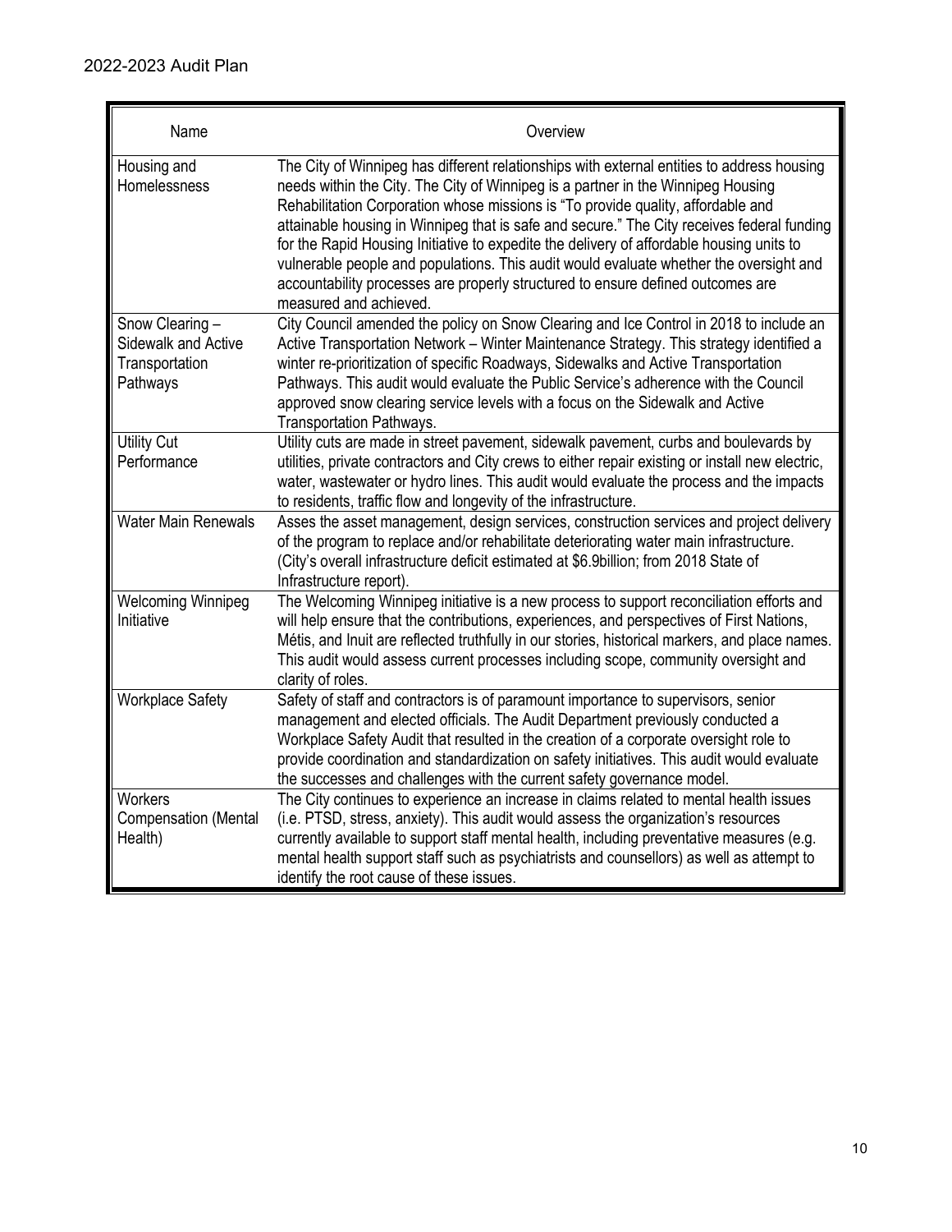| Name | Overview |
|---|---|
| Housing and Homelessness | The City of Winnipeg has different relationships with external entities to address housing needs within the City. The City of Winnipeg is a partner in the Winnipeg Housing Rehabilitation Corporation whose missions is "To provide quality, affordable and attainable housing in Winnipeg that is safe and secure." The City receives federal funding for the Rapid Housing Initiative to expedite the delivery of affordable housing units to vulnerable people and populations. This audit would evaluate whether the oversight and accountability processes are properly structured to ensure defined outcomes are measured and achieved. |
| Snow Clearing – Sidewalk and Active Transportation Pathways | City Council amended the policy on Snow Clearing and Ice Control in 2018 to include an Active Transportation Network – Winter Maintenance Strategy. This strategy identified a winter re-prioritization of specific Roadways, Sidewalks and Active Transportation Pathways. This audit would evaluate the Public Service's adherence with the Council approved snow clearing service levels with a focus on the Sidewalk and Active Transportation Pathways. |
| Utility Cut Performance | Utility cuts are made in street pavement, sidewalk pavement, curbs and boulevards by utilities, private contractors and City crews to either repair existing or install new electric, water, wastewater or hydro lines. This audit would evaluate the process and the impacts to residents, traffic flow and longevity of the infrastructure. |
| Water Main Renewals | Asses the asset management, design services, construction services and project delivery of the program to replace and/or rehabilitate deteriorating water main infrastructure. (City's overall infrastructure deficit estimated at $6.9billion; from 2018 State of Infrastructure report). |
| Welcoming Winnipeg Initiative | The Welcoming Winnipeg initiative is a new process to support reconciliation efforts and will help ensure that the contributions, experiences, and perspectives of First Nations, Métis, and Inuit are reflected truthfully in our stories, historical markers, and place names. This audit would assess current processes including scope, community oversight and clarity of roles. |
| Workplace Safety | Safety of staff and contractors is of paramount importance to supervisors, senior management and elected officials. The Audit Department previously conducted a Workplace Safety Audit that resulted in the creation of a corporate oversight role to provide coordination and standardization on safety initiatives. This audit would evaluate the successes and challenges with the current safety governance model. |
| Workers Compensation (Mental Health) | The City continues to experience an increase in claims related to mental health issues (i.e. PTSD, stress, anxiety). This audit would assess the organization's resources currently available to support staff mental health, including preventative measures (e.g. mental health support staff such as psychiatrists and counsellors) as well as attempt to identify the root cause of these issues. |